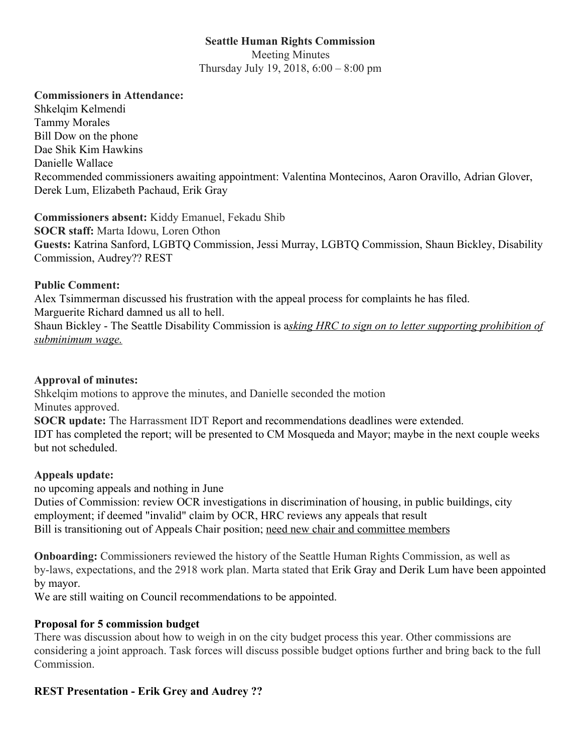**Seattle Human Rights Commission**

Meeting Minutes

Thursday July 19, 2018, 6:00 – 8:00 pm

**Commissioners in Attendance:**

Shkelqim Kelmendi
Tammy Morales
Bill Dow on the phone
Dae Shik Kim Hawkins
Danielle Wallace
Recommended commissioners awaiting appointment: Valentina Montecinos, Aaron Oravillo, Adrian Glover, Derek Lum, Elizabeth Pachaud, Erik Gray

**Commissioners absent:** Kiddy Emanuel, Fekadu Shib
**SOCR staff:** Marta Idowu, Loren Othon
**Guests:** Katrina Sanford, LGBTQ Commission, Jessi Murray, LGBTQ Commission, Shaun Bickley, Disability Commission, Audrey?? REST

**Public Comment:**

Alex Tsimmerman discussed his frustration with the appeal process for complaints he has filed.
Marguerite Richard damned us all to hell.
Shaun Bickley - The Seattle Disability Commission is a*sking HRC to sign on to letter supporting prohibition of subminimum wage.*

**Approval of minutes:**

Shkelqim motions to approve the minutes, and Danielle seconded the motion
Minutes approved.

**SOCR update:** The Harrassment IDT Report and recommendations deadlines were extended.
IDT has completed the report; will be presented to CM Mosqueda and Mayor; maybe in the next couple weeks but not scheduled.

**Appeals update:**

no upcoming appeals and nothing in June
Duties of Commission: review OCR investigations in discrimination of housing, in public buildings, city employment; if deemed "invalid" claim by OCR, HRC reviews any appeals that result
Bill is transitioning out of Appeals Chair position; need new chair and committee members

**Onboarding:** Commissioners reviewed the history of the Seattle Human Rights Commission, as well as by-laws, expectations, and the 2918 work plan. Marta stated that Erik Gray and Derik Lum have been appointed by mayor.
We are still waiting on Council recommendations to be appointed.

**Proposal for 5 commission budget**

There was discussion about how to weigh in on the city budget process this year. Other commissions are considering a joint approach. Task forces will discuss possible budget options further and bring back to the full Commission.

**REST Presentation - Erik Grey and Audrey ??**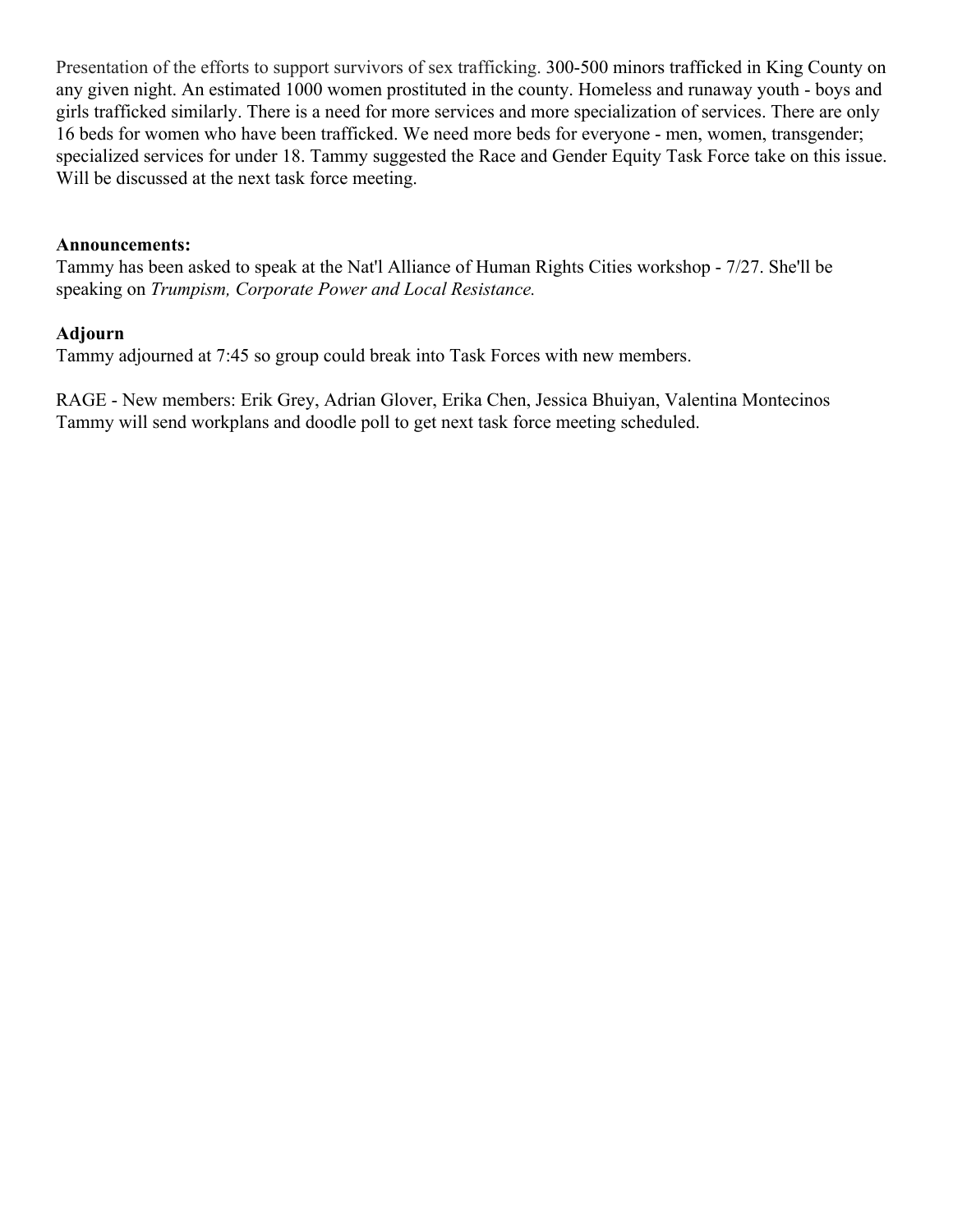Presentation of the efforts to support survivors of sex trafficking. 300-500 minors trafficked in King County on any given night. An estimated 1000 women prostituted in the county. Homeless and runaway youth - boys and girls trafficked similarly. There is a need for more services and more specialization of services. There are only 16 beds for women who have been trafficked. We need more beds for everyone - men, women, transgender; specialized services for under 18. Tammy suggested the Race and Gender Equity Task Force take on this issue. Will be discussed at the next task force meeting.

**Announcements:**
Tammy has been asked to speak at the Nat'l Alliance of Human Rights Cities workshop - 7/27. She'll be speaking on *Trumpism, Corporate Power and Local Resistance.*

**Adjourn**
Tammy adjourned at 7:45 so group could break into Task Forces with new members.

RAGE - New members: Erik Grey, Adrian Glover, Erika Chen, Jessica Bhuiyan, Valentina Montecinos
Tammy will send workplans and doodle poll to get next task force meeting scheduled.